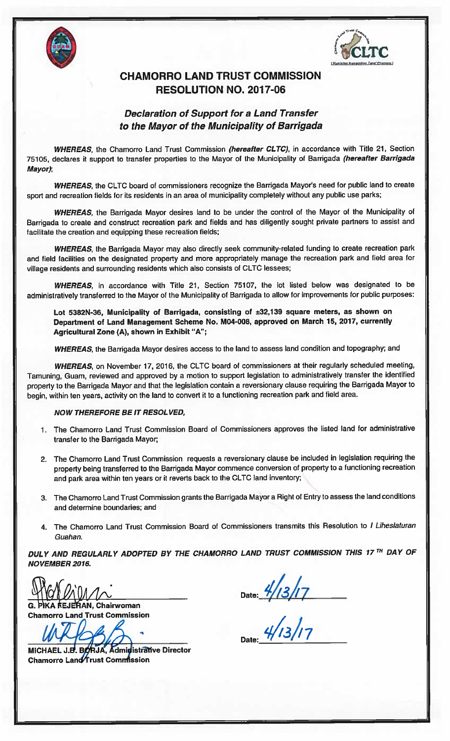# CHAMORRO LAND TRUST COMMISSION
# RESOLUTION NO. 2017-06

## *Declaration of Support for a Land Transfer to the Mayor of the Municipality of Barrigada*

***WHEREAS***, the Chamorro Land Trust Commission ***(hereafter CLTC)***, in accordance with Title 21, Section 75105, declares it support to transfer properties to the Mayor of the Municipality of Barrigada ***(hereafter Barrigada Mayor)***;

***WHEREAS***, the CLTC board of commissioners recognize the Barrigada Mayor's need for public land to create sport and recreation fields for its residents in an area of municipality completely without any public use parks;

***WHEREAS***, the Barrigada Mayor desires land to be under the control of the Mayor of the Municipality of Barrigada to create and construct recreation park and fields and has diligently sought private partners to assist and facilitate the creation and equipping these recreation fields;

***WHEREAS***, the Barrigada Mayor may also directly seek community-related funding to create recreation park and field facilities on the designated property and more appropriately manage the recreation park and field area for village residents and surrounding residents which also consists of CLTC lessees;

***WHEREAS***, in accordance with Title 21, Section 75107, the lot listed below was designated to be administratively transferred to the Mayor of the Municipality of Barrigada to allow for improvements for public purposes:

**Lot 5382N-36, Municipality of Barrigada, consisting of ±32,139 square meters, as shown on Department of Land Management Scheme No. M04-008, approved on March 15, 2017, currently Agricultural Zone (A), shown in Exhibit "A";**

***WHEREAS***, the Barrigada Mayor desires access to the land to assess land condition and topography; and

***WHEREAS***, on November 17, 2016, the CLTC board of commissioners at their regularly scheduled meeting, Tamuning, Guam, reviewed and approved by a motion to support legislation to administratively transfer the identified property to the Barrigada Mayor and that the legislation contain a reversionary clause requiring the Barrigada Mayor to begin, within ten years, activity on the land to convert it to a functioning recreation park and field area.

***NOW THEREFORE BE IT RESOLVED,***

1. The Chamorro Land Trust Commission Board of Commissioners approves the listed land for administrative transfer to the Barrigada Mayor;
2. The Chamorro Land Trust Commission requests a reversionary clause be included in legislation requiring the property being transferred to the Barrigada Mayor commence conversion of property to a functioning recreation and park area within ten years or it reverts back to the CLTC land inventory;
3. The Chamorro Land Trust Commission grants the Barrigada Mayor a Right of Entry to assess the land conditions and determine boundaries; and
4. The Chamorro Land Trust Commission Board of Commissioners transmits this Resolution to *I Liheslaturan Guahan.*

***DULY AND REGULARLY ADOPTED BY THE CHAMORRO LAND TRUST COMMISSION THIS 17TH DAY OF NOVEMBER 2016.***

**G. PIKA FEJERAN, Chairwoman**
**Chamorro Land Trust Commission**

Date: 4/13/17

**MICHAEL J.B. BORJA, Administrative Director**
**Chamorro Land Trust Commission**

Date: 4/13/17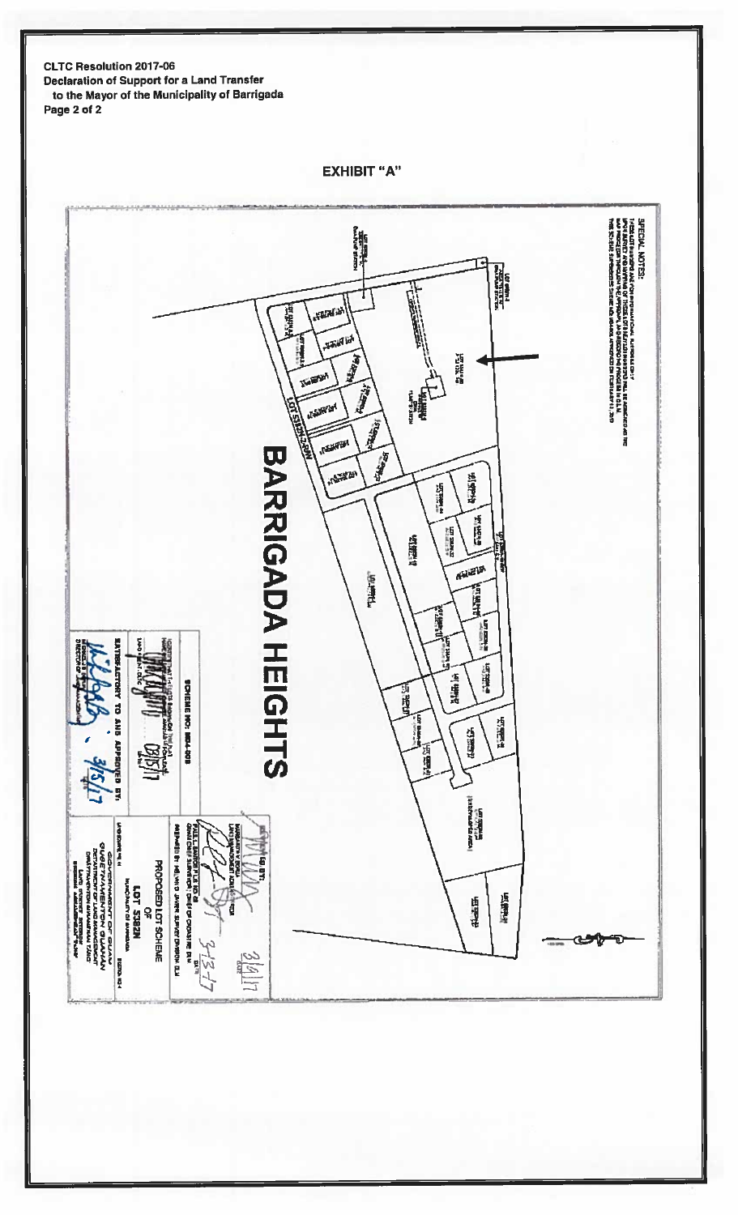**CLTC Resolution 2017-06**
**Declaration of Support for a Land Transfer to the Mayor of the Municipality of Barrigada**
**Page 2 of 2**

## EXHIBIT "A"

# BARRIGADA HEIGHTS

SPECIAL NOTES:

SCHEME NO.: 5824-20S

SATISFACTORY TO AND APPROVED BY:

3/15/17

PROPOSED LOT SCHEME

LOT 5182N

MUNICIPALITY OF BARRIGADA

GOVERNMENT OF GUAM
DEPARTMENT OF LAND MANAGEMENT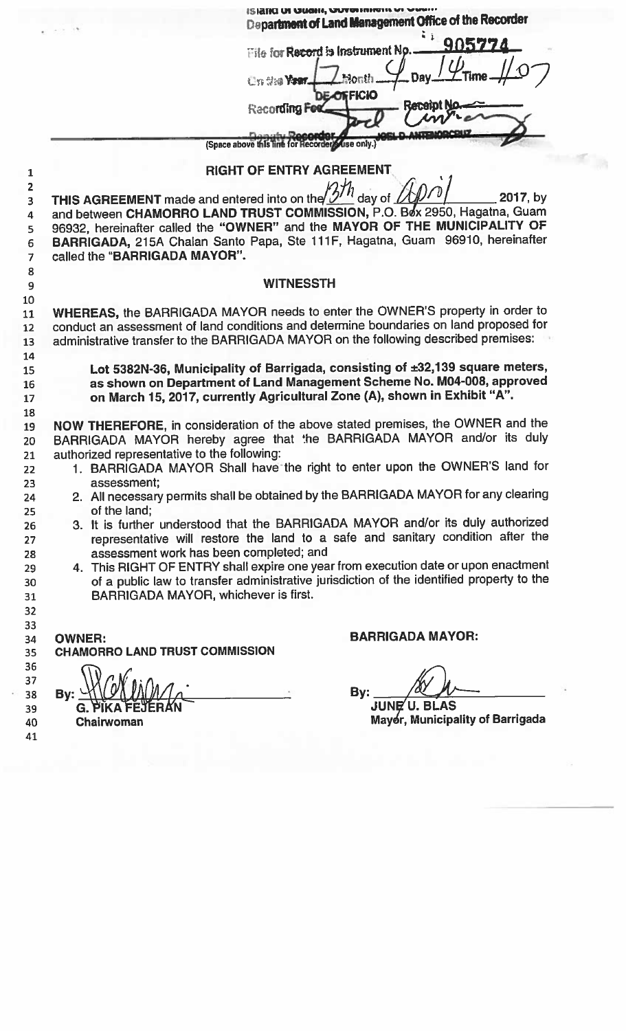Island of Guam, Government of Guam
Department of Land Management Office of the Recorder

File for Record is Instrument No. 905774

On the Year 17 Month 4 Day 14 Time 1107

Recording Fee DE-OFFICIO Receipt No. ——

Deputy Recorder JOEL D. ANTENORCRUZ

(Space above this line for Recorder's use only.)

# RIGHT OF ENTRY AGREEMENT

**THIS AGREEMENT** made and entered into on the 13th day of April 2017, by and between **CHAMORRO LAND TRUST COMMISSION**, P.O. Box 2950, Hagatna, Guam 96932, hereinafter called the **"OWNER"** and the **MAYOR OF THE MUNICIPALITY OF BARRIGADA**, 215A Chalan Santo Papa, Ste 111F, Hagatna, Guam 96910, hereinafter called the **"BARRIGADA MAYOR"**.

## WITNESSTH

**WHEREAS,** the BARRIGADA MAYOR needs to enter the OWNER'S property in order to conduct an assessment of land conditions and determine boundaries on land proposed for administrative transfer to the BARRIGADA MAYOR on the following described premises:

> **Lot 5382N-36, Municipality of Barrigada, consisting of ±32,139 square meters, as shown on Department of Land Management Scheme No. M04-008, approved on March 15, 2017, currently Agricultural Zone (A), shown in Exhibit "A".**

**NOW THEREFORE,** in consideration of the above stated premises, the OWNER and the BARRIGADA MAYOR hereby agree that the BARRIGADA MAYOR and/or its duly authorized representative to the following:

1. BARRIGADA MAYOR Shall have the right to enter upon the OWNER'S land for assessment;
2. All necessary permits shall be obtained by the BARRIGADA MAYOR for any clearing of the land;
3. It is further understood that the BARRIGADA MAYOR and/or its duly authorized representative will restore the land to a safe and sanitary condition after the assessment work has been completed; and
4. This RIGHT OF ENTRY shall expire one year from execution date or upon enactment of a public law to transfer administrative jurisdiction of the identified property to the BARRIGADA MAYOR, whichever is first.

**OWNER:**
**CHAMORRO LAND TRUST COMMISSION**

By: ______________________
**G. PIKA FEJERAN**
**Chairwoman**

**BARRIGADA MAYOR:**

By: ______________________
**JUNE U. BLAS**
**Mayor, Municipality of Barrigada**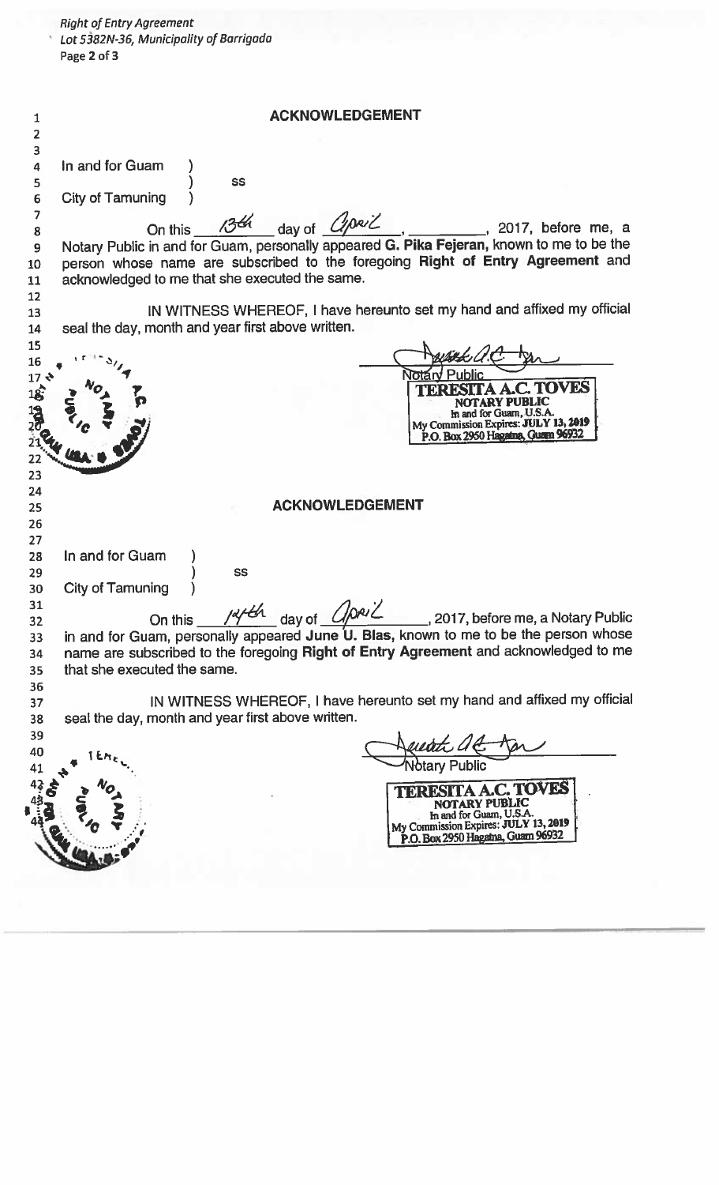## ACKNOWLEDGEMENT

In and for Guam )
) ss
City of Tamuning )

On this 13th day of April, ________, 2017, before me, a Notary Public in and for Guam, personally appeared **G. Pika Fejeran,** known to me to be the person whose name are subscribed to the foregoing **Right of Entry Agreement** and acknowledged to me that she executed the same.

IN WITNESS WHEREOF, I have hereunto set my hand and affixed my official seal the day, month and year first above written.

Notary Public

**TERESITA A.C. TOVES**
**NOTARY PUBLIC**
In and for Guam, U.S.A.
My Commission Expires: JULY 13, 2019
P.O. Box 2950 Hagatna, Guam 96932

## ACKNOWLEDGEMENT

In and for Guam )
) ss
City of Tamuning )

On this 14th day of April, 2017, before me, a Notary Public in and for Guam, personally appeared **June U. Blas,** known to me to be the person whose name are subscribed to the foregoing **Right of Entry Agreement** and acknowledged to me that she executed the same.

IN WITNESS WHEREOF, I have hereunto set my hand and affixed my official seal the day, month and year first above written.

Notary Public

**TERESITA A.C. TOVES**
**NOTARY PUBLIC**
In and for Guam, U.S.A.
My Commission Expires: JULY 13, 2019
P.O. Box 2950 Hagatna, Guam 96932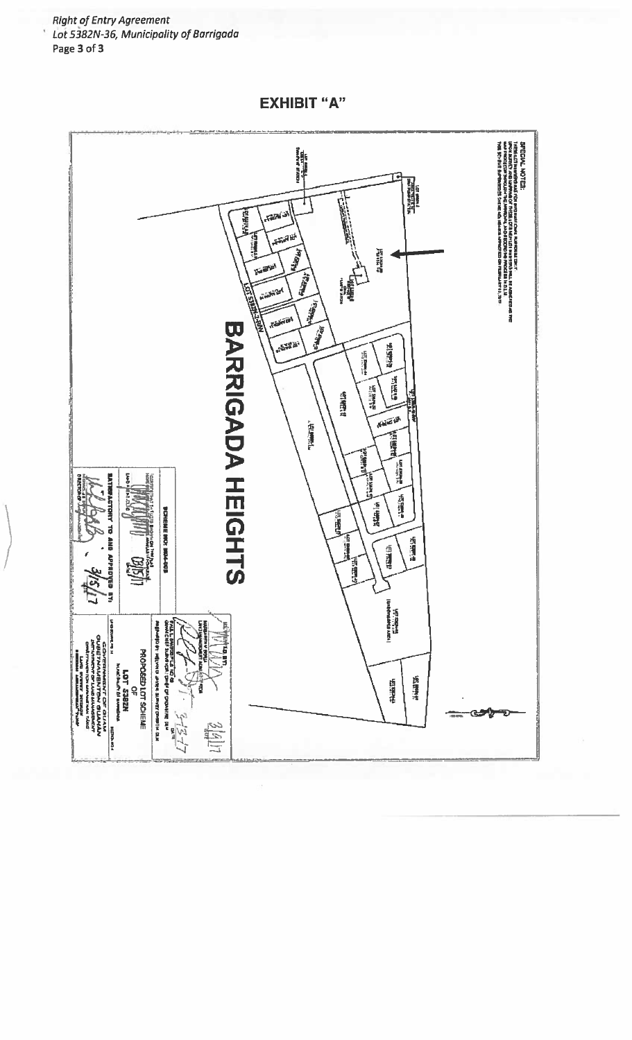# EXHIBIT "A"

BARRIGADA HEIGHTS

SPECIAL NOTES:

SCHEME NO.

SATISFACTORY TO AND APPROVED BY:

3/15/17

PROPOSED LOT SCHEME

LOT 5382N

GOVERNMENT OF GUAM

DEPARTMENT OF LAND MANAGEMENT